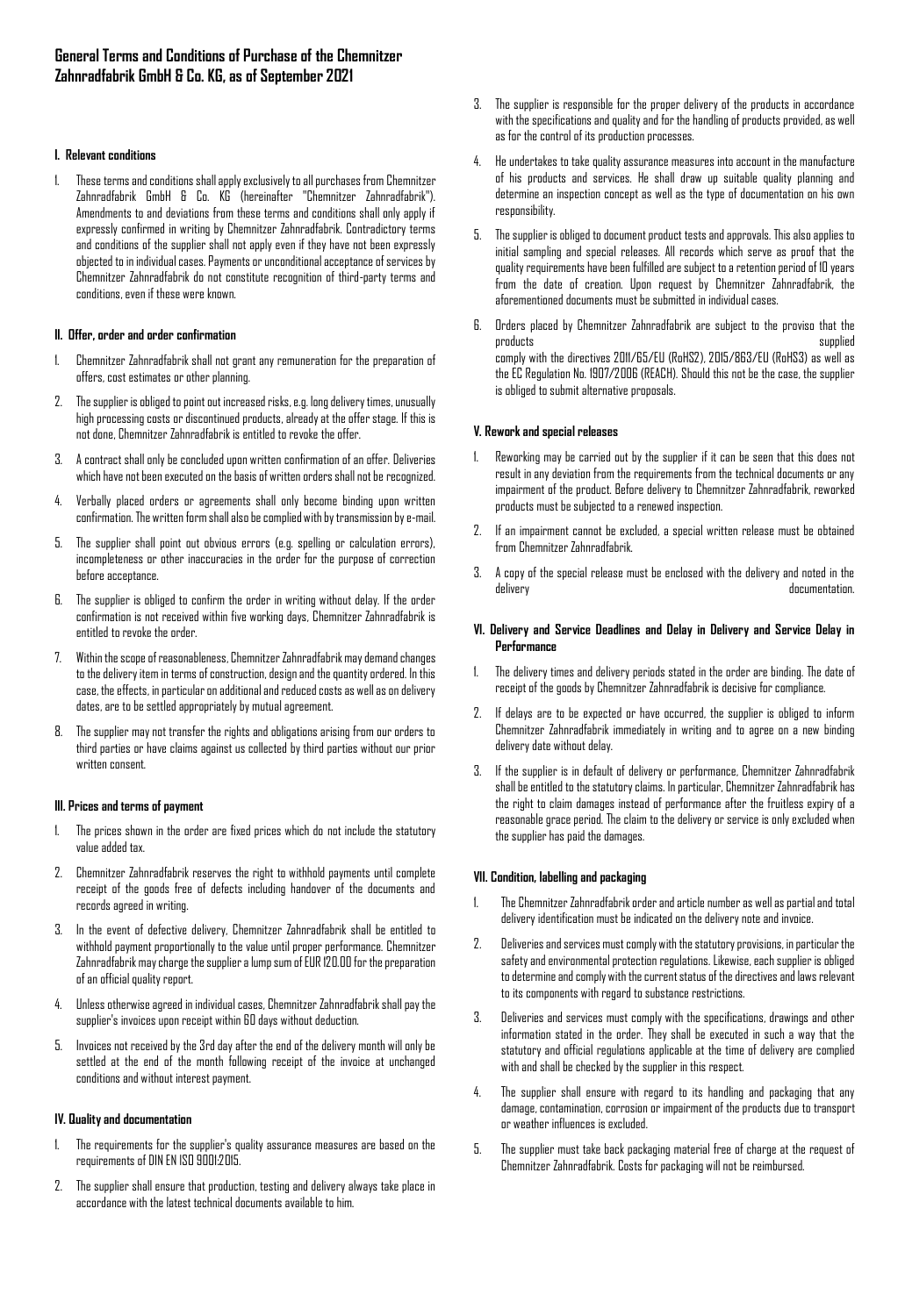# General Terms and Conditions of Purchase of the Chemnitzer Zahnradfabrik GmbH & Co. KG, as of September 2021

## I. Relevant conditions

1. These terms and conditions shall apply exclusively to all purchases from Chemnitzer Zahnradfabrik GmbH & Co. KG (hereinafter "Chemnitzer Zahnradfabrik"). Amendments to and deviations from these terms and conditions shall only apply if expressly confirmed in writing by Chemnitzer Zahnradfabrik. Contradictory terms and conditions of the supplier shall not apply even if they have not been expressly objected to in individual cases. Payments or unconditional acceptance of services by Chemnitzer Zahnradfabrik do not constitute recognition of third-party terms and conditions, even if these were known.

## II. Offer, order and order confirmation

1. Chemnitzer Zahnradfabrik shall not grant any remuneration for the preparation of offers, cost estimates or other planning.
2. The supplier is obliged to point out increased risks, e.g. long delivery times, unusually high processing costs or discontinued products, already at the offer stage. If this is not done, Chemnitzer Zahnradfabrik is entitled to revoke the offer.
3. A contract shall only be concluded upon written confirmation of an offer. Deliveries which have not been executed on the basis of written orders shall not be recognized.
4. Verbally placed orders or agreements shall only become binding upon written confirmation. The written form shall also be complied with by transmission by e-mail.
5. The supplier shall point out obvious errors (e.g. spelling or calculation errors), incompleteness or other inaccuracies in the order for the purpose of correction before acceptance.
6. The supplier is obliged to confirm the order in writing without delay. If the order confirmation is not received within five working days, Chemnitzer Zahnradfabrik is entitled to revoke the order.
7. Within the scope of reasonableness, Chemnitzer Zahnradfabrik may demand changes to the delivery item in terms of construction, design and the quantity ordered. In this case, the effects, in particular on additional and reduced costs as well as on delivery dates, are to be settled appropriately by mutual agreement.
8. The supplier may not transfer the rights and obligations arising from our orders to third parties or have claims against us collected by third parties without our prior written consent.

## III. Prices and terms of payment

1. The prices shown in the order are fixed prices which do not include the statutory value added tax.
2. Chemnitzer Zahnradfabrik reserves the right to withhold payments until complete receipt of the goods free of defects including handover of the documents and records agreed in writing.
3. In the event of defective delivery, Chemnitzer Zahnradfabrik shall be entitled to withhold payment proportionally to the value until proper performance. Chemnitzer Zahnradfabrik may charge the supplier a lump sum of EUR 120.00 for the preparation of an official quality report.
4. Unless otherwise agreed in individual cases, Chemnitzer Zahnradfabrik shall pay the supplier's invoices upon receipt within 60 days without deduction.
5. Invoices not received by the 3rd day after the end of the delivery month will only be settled at the end of the month following receipt of the invoice at unchanged conditions and without interest payment.

## IV. Quality and documentation

1. The requirements for the supplier's quality assurance measures are based on the requirements of DIN EN ISO 9001:2015.
2. The supplier shall ensure that production, testing and delivery always take place in accordance with the latest technical documents available to him.
3. The supplier is responsible for the proper delivery of the products in accordance with the specifications and quality and for the handling of products provided, as well as for the control of its production processes.
4. He undertakes to take quality assurance measures into account in the manufacture of his products and services. He shall draw up suitable quality planning and determine an inspection concept as well as the type of documentation on his own responsibility.
5. The supplier is obliged to document product tests and approvals. This also applies to initial sampling and special releases. All records which serve as proof that the quality requirements have been fulfilled are subject to a retention period of 10 years from the date of creation. Upon request by Chemnitzer Zahnradfabrik, the aforementioned documents must be submitted in individual cases.
6. Orders placed by Chemnitzer Zahnradfabrik are subject to the proviso that the products supplied comply with the directives 2011/65/EU (RoHS2), 2015/863/EU (RoHS3) as well as the EC Regulation No. 1907/2006 (REACH). Should this not be the case, the supplier is obliged to submit alternative proposals.

## V. Rework and special releases

1. Reworking may be carried out by the supplier if it can be seen that this does not result in any deviation from the requirements from the technical documents or any impairment of the product. Before delivery to Chemnitzer Zahnradfabrik, reworked products must be subjected to a renewed inspection.
2. If an impairment cannot be excluded, a special written release must be obtained from Chemnitzer Zahnradfabrik.
3. A copy of the special release must be enclosed with the delivery and noted in the delivery documentation.

## VI. Delivery and Service Deadlines and Delay in Delivery and Service Delay in Performance

1. The delivery times and delivery periods stated in the order are binding. The date of receipt of the goods by Chemnitzer Zahnradfabrik is decisive for compliance.
2. If delays are to be expected or have occurred, the supplier is obliged to inform Chemnitzer Zahnradfabrik immediately in writing and to agree on a new binding delivery date without delay.
3. If the supplier is in default of delivery or performance, Chemnitzer Zahnradfabrik shall be entitled to the statutory claims. In particular, Chemnitzer Zahnradfabrik has the right to claim damages instead of performance after the fruitless expiry of a reasonable grace period. The claim to the delivery or service is only excluded when the supplier has paid the damages.

## VII. Condition, labelling and packaging

1. The Chemnitzer Zahnradfabrik order and article number as well as partial and total delivery identification must be indicated on the delivery note and invoice.
2. Deliveries and services must comply with the statutory provisions, in particular the safety and environmental protection regulations. Likewise, each supplier is obliged to determine and comply with the current status of the directives and laws relevant to its components with regard to substance restrictions.
3. Deliveries and services must comply with the specifications, drawings and other information stated in the order. They shall be executed in such a way that the statutory and official regulations applicable at the time of delivery are complied with and shall be checked by the supplier in this respect.
4. The supplier shall ensure with regard to its handling and packaging that any damage, contamination, corrosion or impairment of the products due to transport or weather influences is excluded.
5. The supplier must take back packaging material free of charge at the request of Chemnitzer Zahnradfabrik. Costs for packaging will not be reimbursed.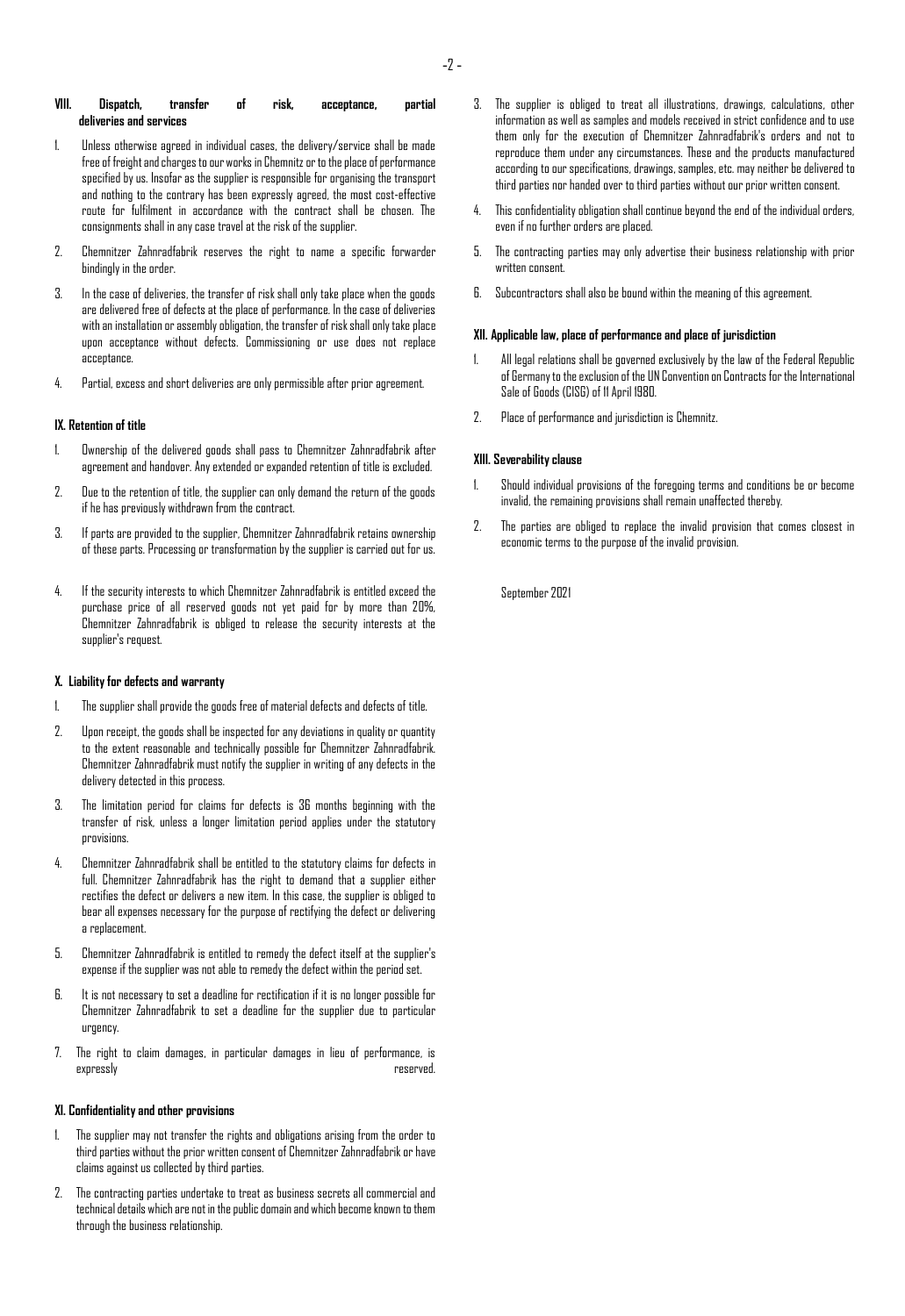## VIII. Dispatch, transfer of risk, acceptance, partial deliveries and services

1. Unless otherwise agreed in individual cases, the delivery/service shall be made free of freight and charges to our works in Chemnitz or to the place of performance specified by us. Insofar as the supplier is responsible for organising the transport and nothing to the contrary has been expressly agreed, the most cost-effective route for fulfilment in accordance with the contract shall be chosen. The consignments shall in any case travel at the risk of the supplier.
2. Chemnitzer Zahnradfabrik reserves the right to name a specific forwarder bindingly in the order.
3. In the case of deliveries, the transfer of risk shall only take place when the goods are delivered free of defects at the place of performance. In the case of deliveries with an installation or assembly obligation, the transfer of risk shall only take place upon acceptance without defects. Commissioning or use does not replace acceptance.
4. Partial, excess and short deliveries are only permissible after prior agreement.

## IX. Retention of title

1. Ownership of the delivered goods shall pass to Chemnitzer Zahnradfabrik after agreement and handover. Any extended or expanded retention of title is excluded.
2. Due to the retention of title, the supplier can only demand the return of the goods if he has previously withdrawn from the contract.
3. If parts are provided to the supplier, Chemnitzer Zahnradfabrik retains ownership of these parts. Processing or transformation by the supplier is carried out for us.
4. If the security interests to which Chemnitzer Zahnradfabrik is entitled exceed the purchase price of all reserved goods not yet paid for by more than 20%, Chemnitzer Zahnradfabrik is obliged to release the security interests at the supplier's request.

## X. Liability for defects and warranty

1. The supplier shall provide the goods free of material defects and defects of title.
2. Upon receipt, the goods shall be inspected for any deviations in quality or quantity to the extent reasonable and technically possible for Chemnitzer Zahnradfabrik. Chemnitzer Zahnradfabrik must notify the supplier in writing of any defects in the delivery detected in this process.
3. The limitation period for claims for defects is 36 months beginning with the transfer of risk, unless a longer limitation period applies under the statutory provisions.
4. Chemnitzer Zahnradfabrik shall be entitled to the statutory claims for defects in full. Chemnitzer Zahnradfabrik has the right to demand that a supplier either rectifies the defect or delivers a new item. In this case, the supplier is obliged to bear all expenses necessary for the purpose of rectifying the defect or delivering a replacement.
5. Chemnitzer Zahnradfabrik is entitled to remedy the defect itself at the supplier's expense if the supplier was not able to remedy the defect within the period set.
6. It is not necessary to set a deadline for rectification if it is no longer possible for Chemnitzer Zahnradfabrik to set a deadline for the supplier due to particular urgency.
7. The right to claim damages, in particular damages in lieu of performance, is expressly reserved.

## XI. Confidentiality and other provisions

1. The supplier may not transfer the rights and obligations arising from the order to third parties without the prior written consent of Chemnitzer Zahnradfabrik or have claims against us collected by third parties.
2. The contracting parties undertake to treat as business secrets all commercial and technical details which are not in the public domain and which become known to them through the business relationship.
3. The supplier is obliged to treat all illustrations, drawings, calculations, other information as well as samples and models received in strict confidence and to use them only for the execution of Chemnitzer Zahnradfabrik's orders and not to reproduce them under any circumstances. These and the products manufactured according to our specifications, drawings, samples, etc. may neither be delivered to third parties nor handed over to third parties without our prior written consent.
4. This confidentiality obligation shall continue beyond the end of the individual orders, even if no further orders are placed.
5. The contracting parties may only advertise their business relationship with prior written consent.
6. Subcontractors shall also be bound within the meaning of this agreement.

## XII. Applicable law, place of performance and place of jurisdiction

1. All legal relations shall be governed exclusively by the law of the Federal Republic of Germany to the exclusion of the UN Convention on Contracts for the International Sale of Goods (CISG) of 11 April 1980.
2. Place of performance and jurisdiction is Chemnitz.

## XIII. Severability clause

1. Should individual provisions of the foregoing terms and conditions be or become invalid, the remaining provisions shall remain unaffected thereby.
2. The parties are obliged to replace the invalid provision that comes closest in economic terms to the purpose of the invalid provision.

September 2021